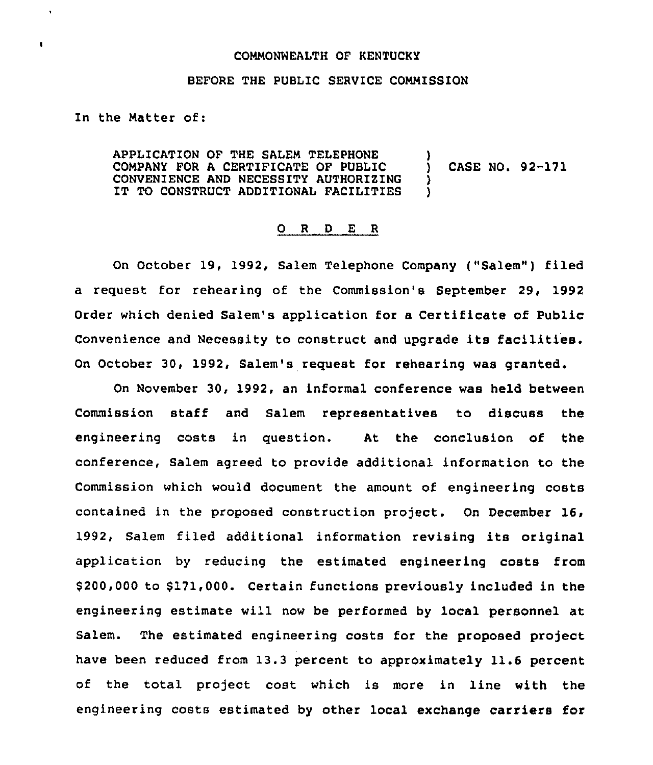COMMONWEALTH OF KENTUCKY

BEFORE THE PUBLIC SERVICE COMMISSION

In the Matter of:

APPLICATION OF THE SALEM TELEPHONE COMPANY FOR A CERTIFICATE OF PUBLIC CONVENIENCE AND NECESSITY AUTHORIZING IT TO CONSTRUCT ADDITIONAL FACILITIES ) CASE NO. 92-171

O R D E R

On October 19, 1992, Salem Telephone Company ("Salem") filed a request for rehearing of the Commission's September 29, 1992 Order which denied Salem's application for a Certificate of Public Convenience and Necessity to construct and upgrade its facilities. On October 30, 1992, Salem's request for rehearing was granted.

On November 30, 1992, an informal conference was held between Commission staff and Salem representatives to discuss the engineering costs in question. At the conclusion of the conference, Salem agreed to provide additional information to the Commission which would document the amount of engineering costs contained in the proposed construction project. On December 16, 1992, Salem filed additional information revising its original application by reducing the estimated engineering costs from $200,000 to $171,000. Certain functions previously included in the engineering estimate will now be performed by local personnel at Salem. The estimated engineering costs for the proposed project have been reduced from 13.3 percent to approximately 11.6 percent of the total project cost which is more in line with the engineering costs estimated by other local exchange carriers for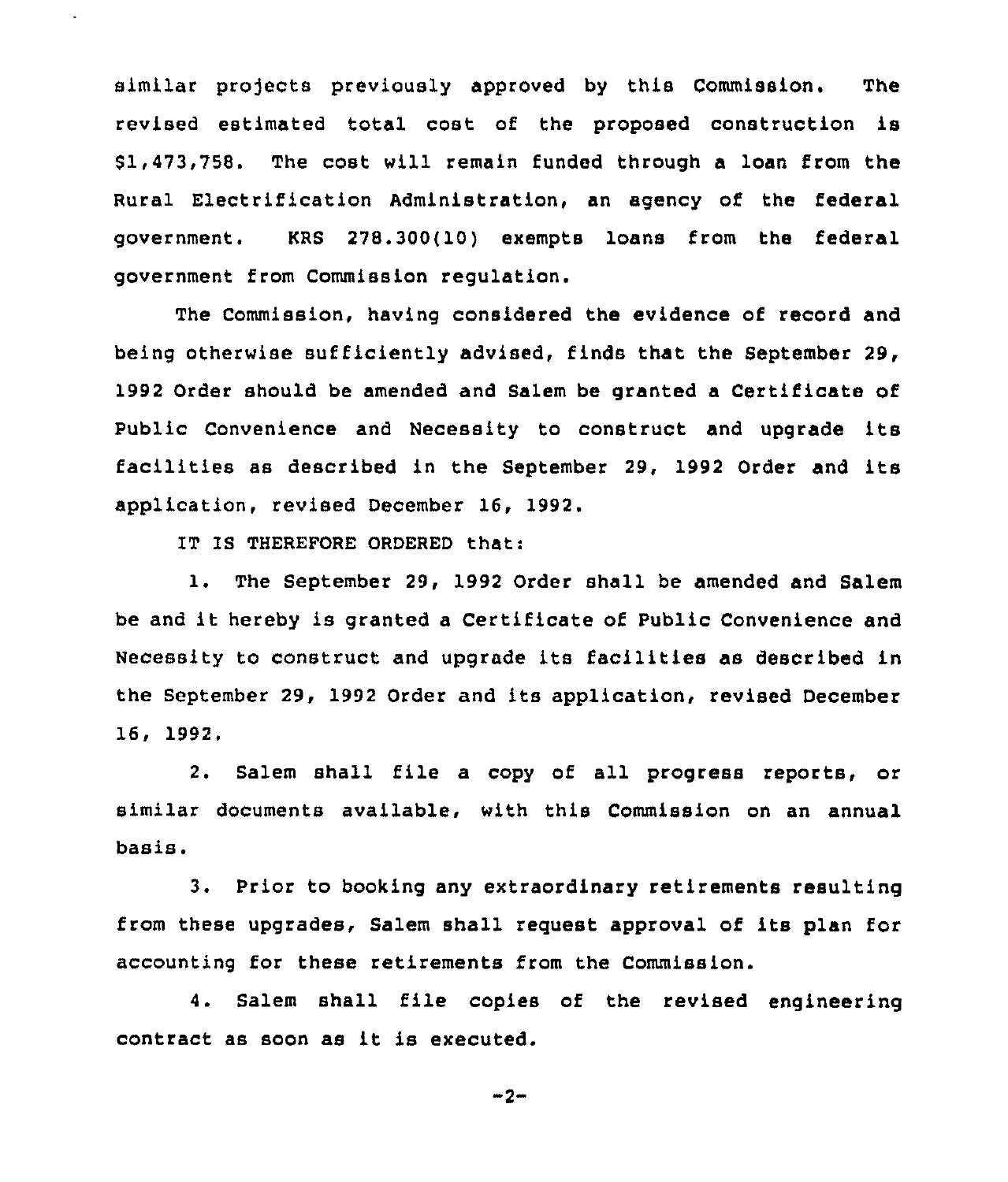similar projects previously approved by this Commission. The revised estimated total cost of the proposed construction is $1,473,758. The cost will remain funded through a loan from the Rural Electrification Administration, an agency of the federal government. KRS 278.300(10) exempts loans from the federal government from Commission regulation.

The Commission, having considered the evidence of record and being otherwise sufficiently advised, finds that the September 29, 1992 Order should be amended and Salem be granted a Certificate of Public Convenience and Necessity to construct and upgrade its facilities as described in the September 29, 1992 Order and its application, revised December 16, 1992.

IT IS THEREFORE ORDERED that:

1. The September 29, 1992 Order shall be amended and Salem be and it hereby is granted a Certificate of Public Convenience and Necessity to construct and upgrade its facilities as described in the September 29, 1992 Order and its application, revised December 16, 1992.

2. Salem shall file a copy of all progress reports, or similar documents available, with this Commission on an annual basis.

3. Prior to booking any extraordinary retirements resulting from these upgrades, Salem shall request approval of its plan for accounting for these retirements from the Commission.

4. Salem shall file copies of the revised engineering contract as soon as it is executed.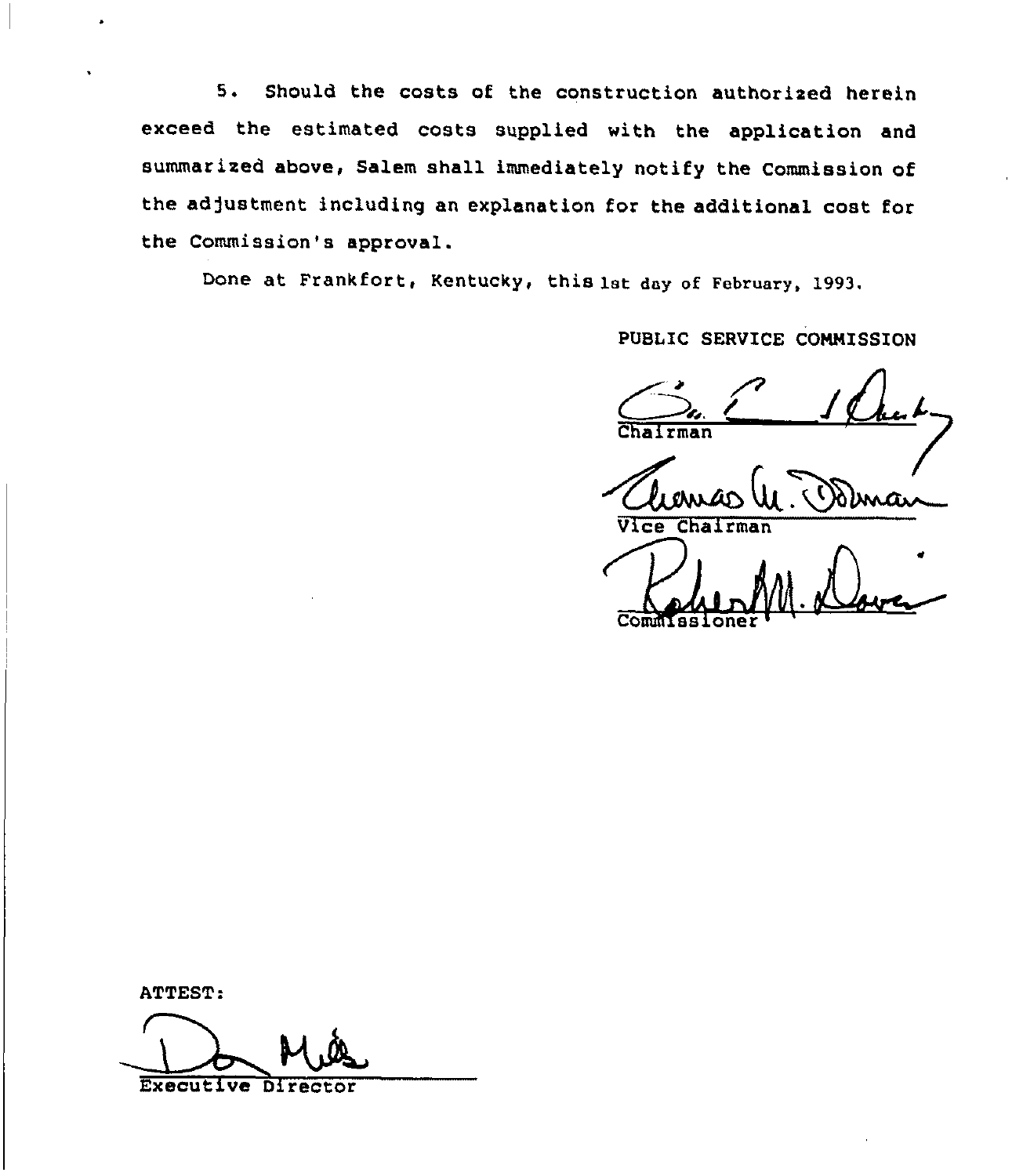5. Should the costs of the construction authorized herein exceed the estimated costs supplied with the application and summarized above, Salem shall immediately notify the Commission of the adjustment including an explanation for the additional cost for the Commission's approval.

Done at Frankfort, Kentucky, this 1st day of February, 1993.

PUBLIC SERVICE COMMISSION

Chairman

Vice Chairman

Commissioner

ATTEST:

Executive Director